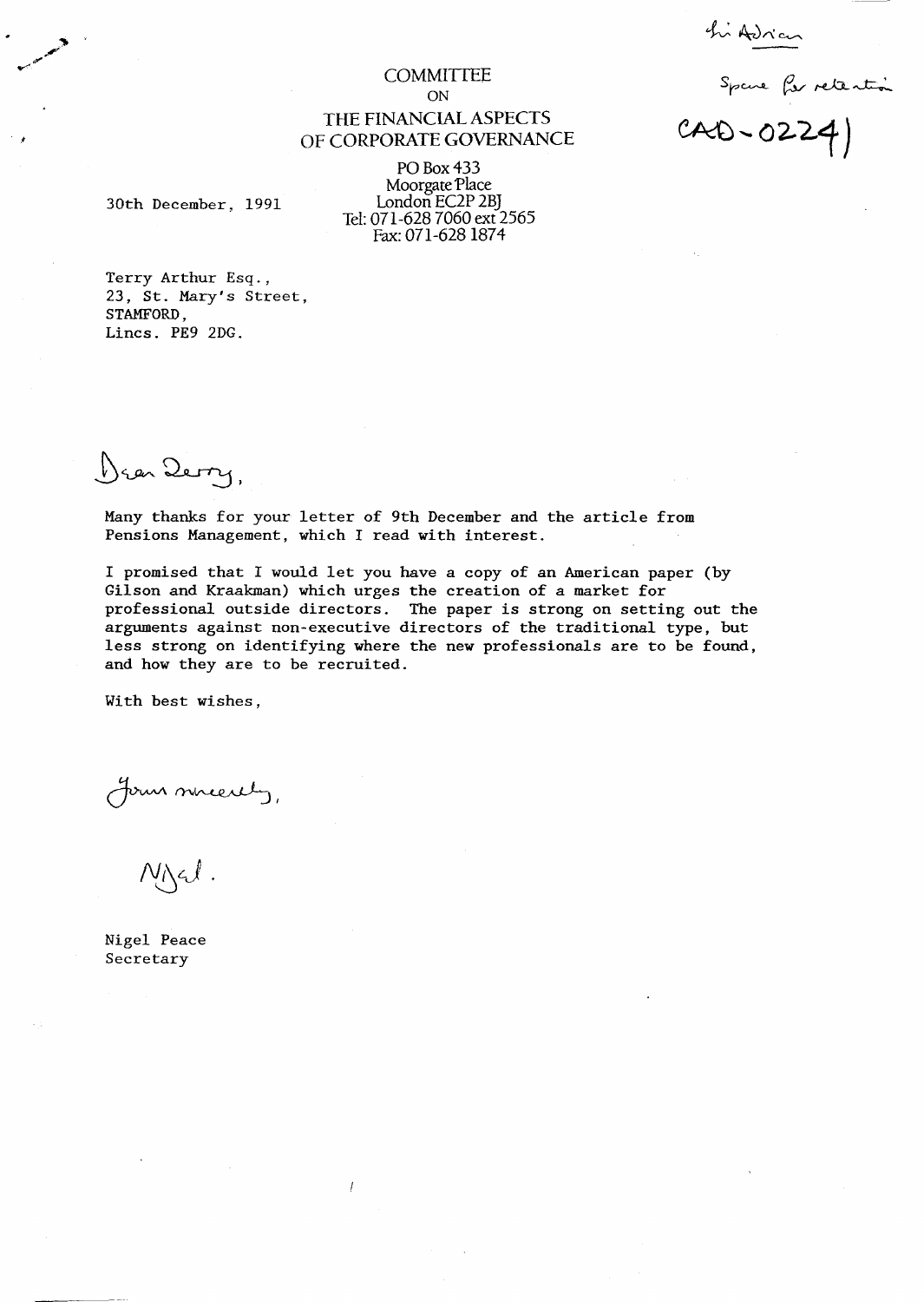fi Adrian

Spare for retention

CAD-02241

# COMMITTEE
ON
# THE FINANCIAL ASPECTS OF CORPORATE GOVERNANCE

PO Box 433
Moorgate Place
London EC2P 2BJ
Tel: 071-628 7060 ext 2565
Fax: 071-628 1874

30th December, 1991

Terry Arthur Esq.,
23, St. Mary's Street,
STAMFORD,
Lincs. PE9 2DG.

Dear Terry,

Many thanks for your letter of 9th December and the article from Pensions Management, which I read with interest.

I promised that I would let you have a copy of an American paper (by Gilson and Kraakman) which urges the creation of a market for professional outside directors. The paper is strong on setting out the arguments against non-executive directors of the traditional type, but less strong on identifying where the new professionals are to be found, and how they are to be recruited.

With best wishes,

Yours sincerely,

Nigel.

Nigel Peace
Secretary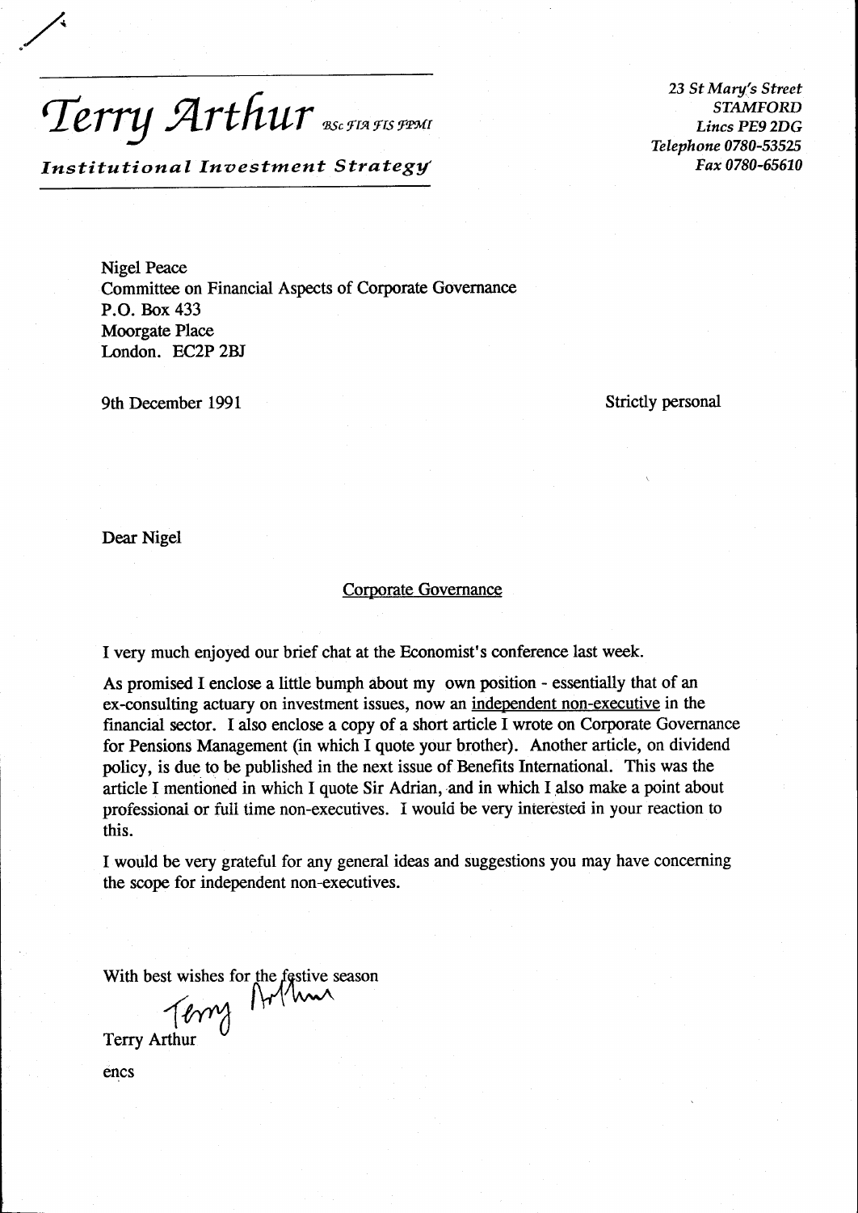# Terry Arthur BSc FIA FIS FPMI

***Institutional Investment Strategy***

*23 St Mary's Street*
*STAMFORD*
*Lincs PE9 2DG*
*Telephone 0780-53525*
*Fax 0780-65610*

Nigel Peace
Committee on Financial Aspects of Corporate Governance
P.O. Box 433
Moorgate Place
London. EC2P 2BJ

9th December 1991

Strictly personal

Dear Nigel

Corporate Governance

I very much enjoyed our brief chat at the Economist's conference last week.

As promised I enclose a little bumph about my own position - essentially that of an ex-consulting actuary on investment issues, now an independent non-executive in the financial sector. I also enclose a copy of a short article I wrote on Corporate Governance for Pensions Management (in which I quote your brother). Another article, on dividend policy, is due to be published in the next issue of Benefits International. This was the article I mentioned in which I quote Sir Adrian, and in which I also make a point about professional or full time non-executives. I would be very interested in your reaction to this.

I would be very grateful for any general ideas and suggestions you may have concerning the scope for independent non-executives.

With best wishes for the festive season

Terry Arthur

Terry Arthur

encs